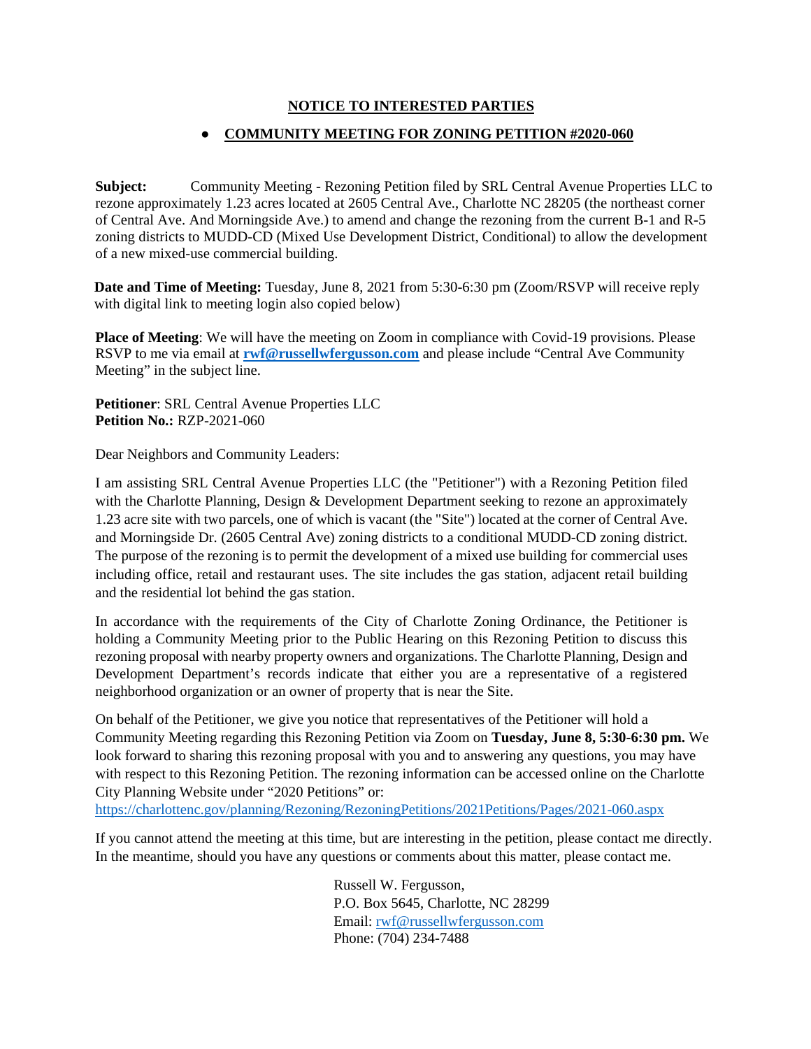**NOTICE TO INTERESTED PARTIES**

- **COMMUNITY MEETING FOR ZONING PETITION #2020-060**

**Subject:** Community Meeting - Rezoning Petition filed by SRL Central Avenue Properties LLC to rezone approximately 1.23 acres located at 2605 Central Ave., Charlotte NC 28205 (the northeast corner of Central Ave. And Morningside Ave.) to amend and change the rezoning from the current B-1 and R-5 zoning districts to MUDD-CD (Mixed Use Development District, Conditional) to allow the development of a new mixed-use commercial building.

**Date and Time of Meeting:** Tuesday, June 8, 2021 from 5:30-6:30 pm (Zoom/RSVP will receive reply with digital link to meeting login also copied below)

**Place of Meeting**: We will have the meeting on Zoom in compliance with Covid-19 provisions. Please RSVP to me via email at **rwf@russellwfergusson.com** and please include "Central Ave Community Meeting" in the subject line.

**Petitioner**: SRL Central Avenue Properties LLC
**Petition No.:** RZP-2021-060

Dear Neighbors and Community Leaders:

I am assisting SRL Central Avenue Properties LLC (the "Petitioner") with a Rezoning Petition filed with the Charlotte Planning, Design & Development Department seeking to rezone an approximately 1.23 acre site with two parcels, one of which is vacant (the "Site") located at the corner of Central Ave. and Morningside Dr. (2605 Central Ave) zoning districts to a conditional MUDD-CD zoning district. The purpose of the rezoning is to permit the development of a mixed use building for commercial uses including office, retail and restaurant uses. The site includes the gas station, adjacent retail building and the residential lot behind the gas station.

In accordance with the requirements of the City of Charlotte Zoning Ordinance, the Petitioner is holding a Community Meeting prior to the Public Hearing on this Rezoning Petition to discuss this rezoning proposal with nearby property owners and organizations. The Charlotte Planning, Design and Development Department's records indicate that either you are a representative of a registered neighborhood organization or an owner of property that is near the Site.

On behalf of the Petitioner, we give you notice that representatives of the Petitioner will hold a Community Meeting regarding this Rezoning Petition via Zoom on **Tuesday, June 8, 5:30-6:30 pm.** We look forward to sharing this rezoning proposal with you and to answering any questions, you may have with respect to this Rezoning Petition. The rezoning information can be accessed online on the Charlotte City Planning Website under "2020 Petitions" or:
https://charlottenc.gov/planning/Rezoning/RezoningPetitions/2021Petitions/Pages/2021-060.aspx

If you cannot attend the meeting at this time, but are interesting in the petition, please contact me directly. In the meantime, should you have any questions or comments about this matter, please contact me.

Russell W. Fergusson,
P.O. Box 5645, Charlotte, NC 28299
Email: rwf@russellwfergusson.com
Phone: (704) 234-7488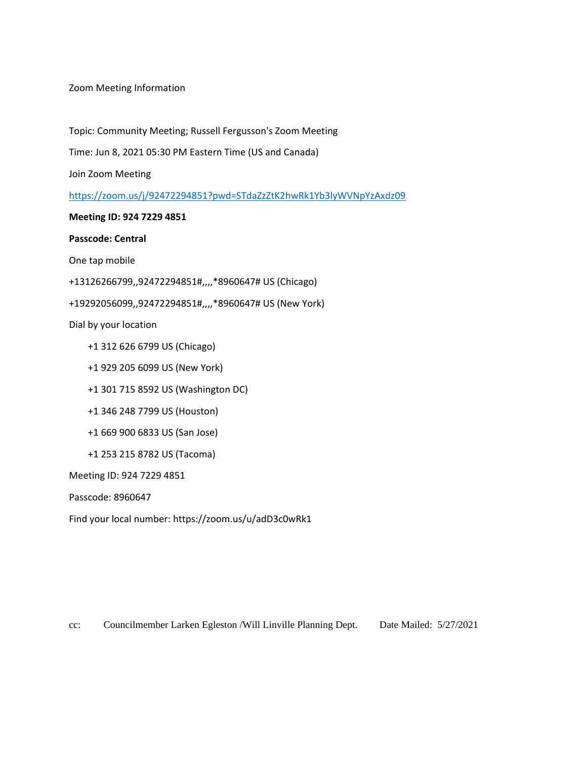Zoom Meeting Information

Topic: Community Meeting; Russell Fergusson's Zoom Meeting

Time: Jun 8, 2021 05:30 PM Eastern Time (US and Canada)

Join Zoom Meeting

https://zoom.us/j/92472294851?pwd=STdaZzZtK2hwRk1Yb3lyWVNpYzAxdz09

**Meeting ID: 924 7229 4851**

**Passcode: Central**

One tap mobile

+13126266799,,92472294851#,,,,*8960647# US (Chicago)

+19292056099,,92472294851#,,,,*8960647# US (New York)

Dial by your location

+1 312 626 6799 US (Chicago)

+1 929 205 6099 US (New York)

+1 301 715 8592 US (Washington DC)

+1 346 248 7799 US (Houston)

+1 669 900 6833 US (San Jose)

+1 253 215 8782 US (Tacoma)

Meeting ID: 924 7229 4851

Passcode: 8960647

Find your local number: https://zoom.us/u/adD3c0wRk1

cc: Councilmember Larken Egleston /Will Linville Planning Dept. Date Mailed: 5/27/2021